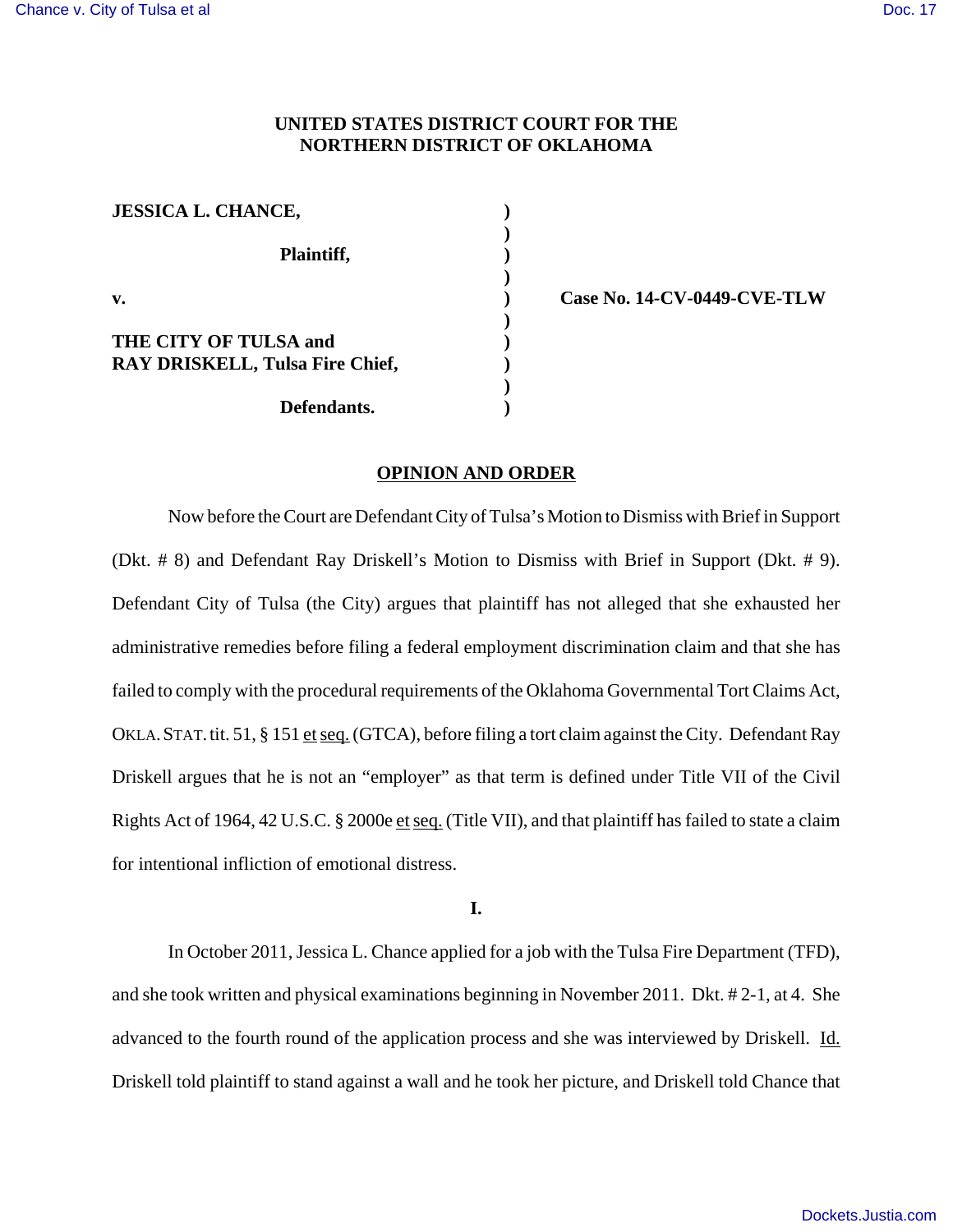**UNITED STATES DISTRICT COURT FOR THE NORTHERN DISTRICT OF OKLAHOMA**

| | | |
|---|---|---|
| **JESSICA L. CHANCE,** | **)** | |
| | **)** | |
| **Plaintiff,** | **)** | |
| | **)** | |
| **v.** | **)** | **Case No. 14-CV-0449-CVE-TLW** |
| | **)** | |
| **THE CITY OF TULSA and RAY DRISKELL, Tulsa Fire Chief,** | **)** | |
| | **)** | |
| **Defendants.** | **)** | |

## OPINION AND ORDER

Now before the Court are Defendant City of Tulsa's Motion to Dismiss with Brief in Support (Dkt. # 8) and Defendant Ray Driskell's Motion to Dismiss with Brief in Support (Dkt. # 9). Defendant City of Tulsa (the City) argues that plaintiff has not alleged that she exhausted her administrative remedies before filing a federal employment discrimination claim and that she has failed to comply with the procedural requirements of the Oklahoma Governmental Tort Claims Act, OKLA. STAT. tit. 51, § 151 et seq. (GTCA), before filing a tort claim against the City. Defendant Ray Driskell argues that he is not an "employer" as that term is defined under Title VII of the Civil Rights Act of 1964, 42 U.S.C. § 2000e et seq. (Title VII), and that plaintiff has failed to state a claim for intentional infliction of emotional distress.

**I.**

In October 2011, Jessica L. Chance applied for a job with the Tulsa Fire Department (TFD), and she took written and physical examinations beginning in November 2011. Dkt. # 2-1, at 4. She advanced to the fourth round of the application process and she was interviewed by Driskell. Id. Driskell told plaintiff to stand against a wall and he took her picture, and Driskell told Chance that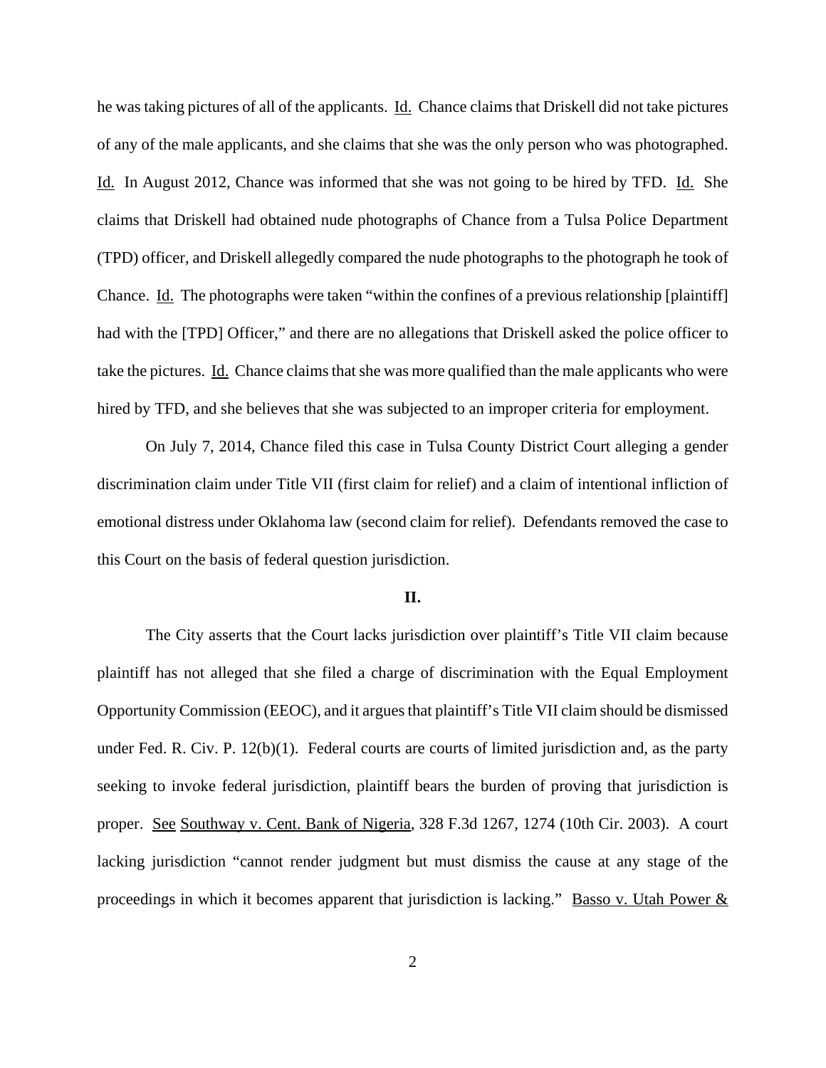he was taking pictures of all of the applicants. Id. Chance claims that Driskell did not take pictures of any of the male applicants, and she claims that she was the only person who was photographed. Id. In August 2012, Chance was informed that she was not going to be hired by TFD. Id. She claims that Driskell had obtained nude photographs of Chance from a Tulsa Police Department (TPD) officer, and Driskell allegedly compared the nude photographs to the photograph he took of Chance. Id. The photographs were taken "within the confines of a previous relationship [plaintiff] had with the [TPD] Officer," and there are no allegations that Driskell asked the police officer to take the pictures. Id. Chance claims that she was more qualified than the male applicants who were hired by TFD, and she believes that she was subjected to an improper criteria for employment.

On July 7, 2014, Chance filed this case in Tulsa County District Court alleging a gender discrimination claim under Title VII (first claim for relief) and a claim of intentional infliction of emotional distress under Oklahoma law (second claim for relief). Defendants removed the case to this Court on the basis of federal question jurisdiction.

## II.

The City asserts that the Court lacks jurisdiction over plaintiff's Title VII claim because plaintiff has not alleged that she filed a charge of discrimination with the Equal Employment Opportunity Commission (EEOC), and it argues that plaintiff's Title VII claim should be dismissed under Fed. R. Civ. P. 12(b)(1). Federal courts are courts of limited jurisdiction and, as the party seeking to invoke federal jurisdiction, plaintiff bears the burden of proving that jurisdiction is proper. See Southway v. Cent. Bank of Nigeria, 328 F.3d 1267, 1274 (10th Cir. 2003). A court lacking jurisdiction "cannot render judgment but must dismiss the cause at any stage of the proceedings in which it becomes apparent that jurisdiction is lacking." Basso v. Utah Power &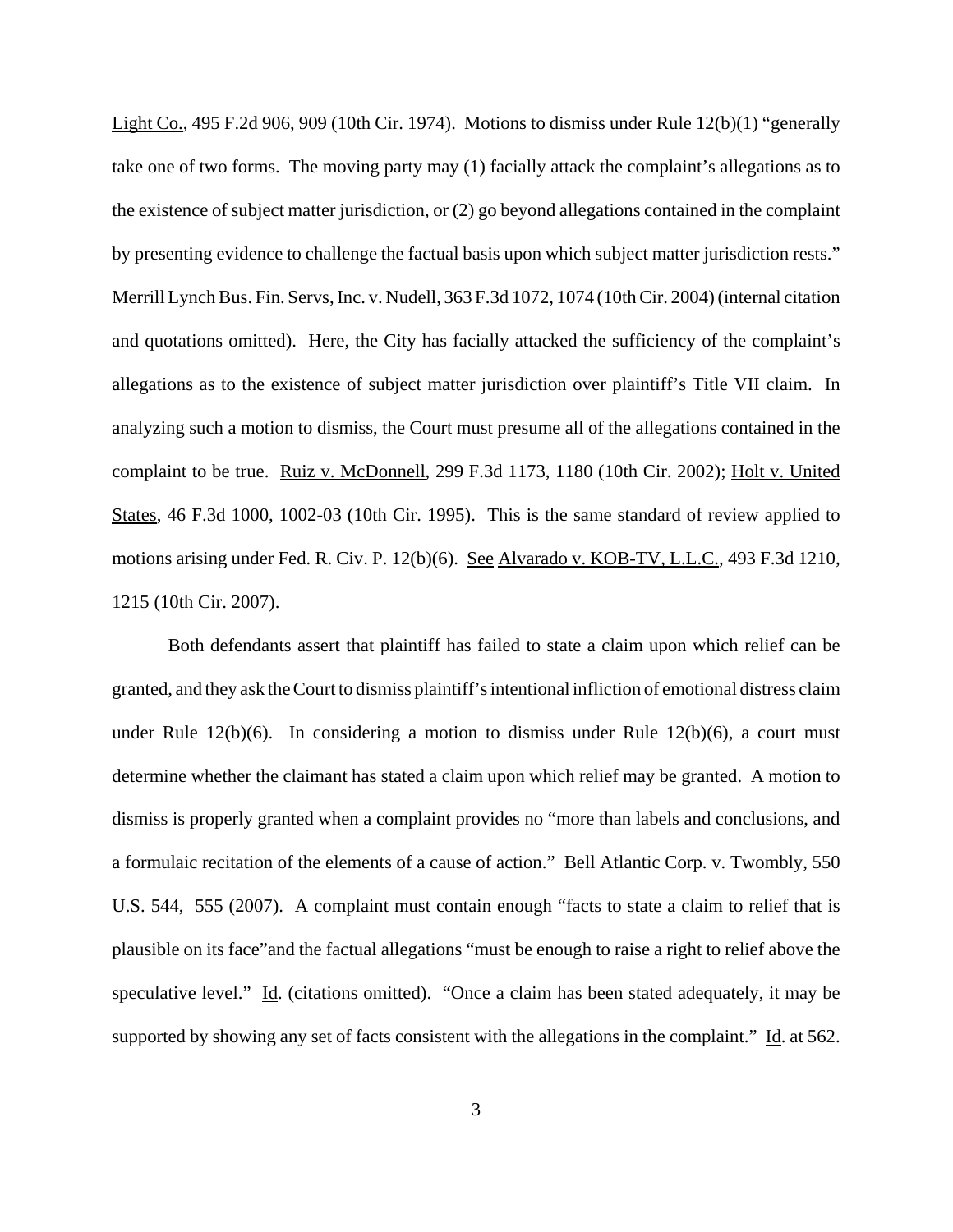Light Co., 495 F.2d 906, 909 (10th Cir. 1974). Motions to dismiss under Rule 12(b)(1) "generally take one of two forms. The moving party may (1) facially attack the complaint's allegations as to the existence of subject matter jurisdiction, or (2) go beyond allegations contained in the complaint by presenting evidence to challenge the factual basis upon which subject matter jurisdiction rests." Merrill Lynch Bus. Fin. Servs, Inc. v. Nudell, 363 F.3d 1072, 1074 (10th Cir. 2004) (internal citation and quotations omitted). Here, the City has facially attacked the sufficiency of the complaint's allegations as to the existence of subject matter jurisdiction over plaintiff's Title VII claim. In analyzing such a motion to dismiss, the Court must presume all of the allegations contained in the complaint to be true. Ruiz v. McDonnell, 299 F.3d 1173, 1180 (10th Cir. 2002); Holt v. United States, 46 F.3d 1000, 1002-03 (10th Cir. 1995). This is the same standard of review applied to motions arising under Fed. R. Civ. P. 12(b)(6). See Alvarado v. KOB-TV, L.L.C., 493 F.3d 1210, 1215 (10th Cir. 2007).

Both defendants assert that plaintiff has failed to state a claim upon which relief can be granted, and they ask the Court to dismiss plaintiff's intentional infliction of emotional distress claim under Rule 12(b)(6). In considering a motion to dismiss under Rule 12(b)(6), a court must determine whether the claimant has stated a claim upon which relief may be granted. A motion to dismiss is properly granted when a complaint provides no "more than labels and conclusions, and a formulaic recitation of the elements of a cause of action." Bell Atlantic Corp. v. Twombly, 550 U.S. 544, 555 (2007). A complaint must contain enough "facts to state a claim to relief that is plausible on its face"and the factual allegations "must be enough to raise a right to relief above the speculative level." Id. (citations omitted). "Once a claim has been stated adequately, it may be supported by showing any set of facts consistent with the allegations in the complaint." Id. at 562.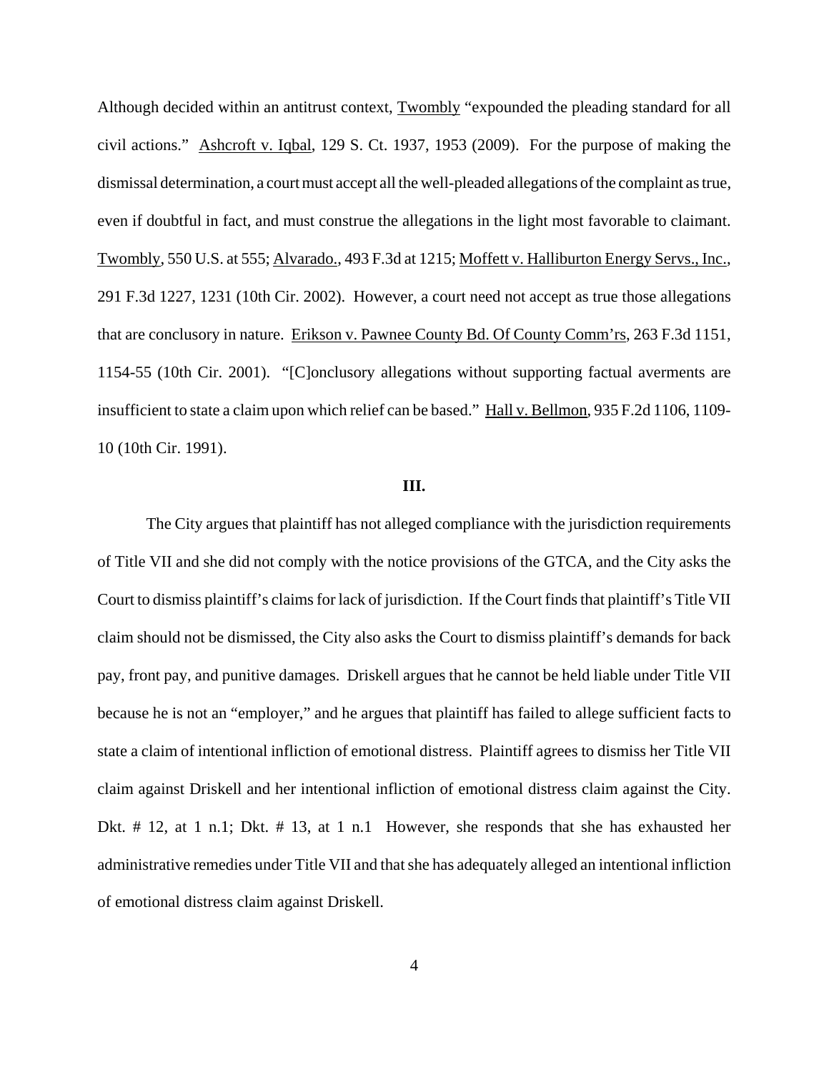Although decided within an antitrust context, Twombly "expounded the pleading standard for all civil actions." Ashcroft v. Iqbal, 129 S. Ct. 1937, 1953 (2009). For the purpose of making the dismissal determination, a court must accept all the well-pleaded allegations of the complaint as true, even if doubtful in fact, and must construe the allegations in the light most favorable to claimant. Twombly, 550 U.S. at 555; Alvarado., 493 F.3d at 1215; Moffett v. Halliburton Energy Servs., Inc., 291 F.3d 1227, 1231 (10th Cir. 2002). However, a court need not accept as true those allegations that are conclusory in nature. Erikson v. Pawnee County Bd. Of County Comm'rs, 263 F.3d 1151, 1154-55 (10th Cir. 2001). "[C]onclusory allegations without supporting factual averments are insufficient to state a claim upon which relief can be based." Hall v. Bellmon, 935 F.2d 1106, 1109-10 (10th Cir. 1991).

## III.

The City argues that plaintiff has not alleged compliance with the jurisdiction requirements of Title VII and she did not comply with the notice provisions of the GTCA, and the City asks the Court to dismiss plaintiff's claims for lack of jurisdiction. If the Court finds that plaintiff's Title VII claim should not be dismissed, the City also asks the Court to dismiss plaintiff's demands for back pay, front pay, and punitive damages. Driskell argues that he cannot be held liable under Title VII because he is not an "employer," and he argues that plaintiff has failed to allege sufficient facts to state a claim of intentional infliction of emotional distress. Plaintiff agrees to dismiss her Title VII claim against Driskell and her intentional infliction of emotional distress claim against the City. Dkt. # 12, at 1 n.1; Dkt. # 13, at 1 n.1 However, she responds that she has exhausted her administrative remedies under Title VII and that she has adequately alleged an intentional infliction of emotional distress claim against Driskell.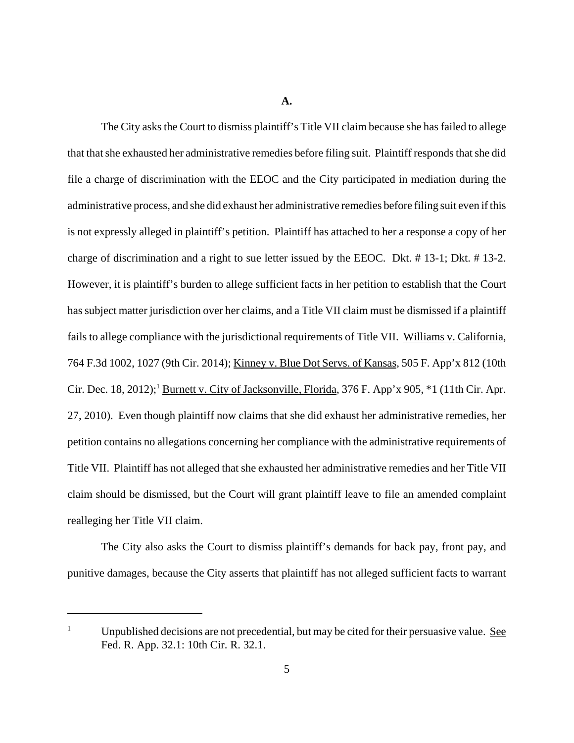**A.**

The City asks the Court to dismiss plaintiff's Title VII claim because she has failed to allege that that she exhausted her administrative remedies before filing suit. Plaintiff responds that she did file a charge of discrimination with the EEOC and the City participated in mediation during the administrative process, and she did exhaust her administrative remedies before filing suit even if this is not expressly alleged in plaintiff's petition. Plaintiff has attached to her a response a copy of her charge of discrimination and a right to sue letter issued by the EEOC. Dkt. # 13-1; Dkt. # 13-2. However, it is plaintiff's burden to allege sufficient facts in her petition to establish that the Court has subject matter jurisdiction over her claims, and a Title VII claim must be dismissed if a plaintiff fails to allege compliance with the jurisdictional requirements of Title VII. Williams v. California, 764 F.3d 1002, 1027 (9th Cir. 2014); Kinney v. Blue Dot Servs. of Kansas, 505 F. App'x 812 (10th Cir. Dec. 18, 2012);[1] Burnett v. City of Jacksonville, Florida, 376 F. App'x 905, *1 (11th Cir. Apr. 27, 2010). Even though plaintiff now claims that she did exhaust her administrative remedies, her petition contains no allegations concerning her compliance with the administrative requirements of Title VII. Plaintiff has not alleged that she exhausted her administrative remedies and her Title VII claim should be dismissed, but the Court will grant plaintiff leave to file an amended complaint realleging her Title VII claim.

The City also asks the Court to dismiss plaintiff's demands for back pay, front pay, and punitive damages, because the City asserts that plaintiff has not alleged sufficient facts to warrant

---

[1] Unpublished decisions are not precedential, but may be cited for their persuasive value. See Fed. R. App. 32.1: 10th Cir. R. 32.1.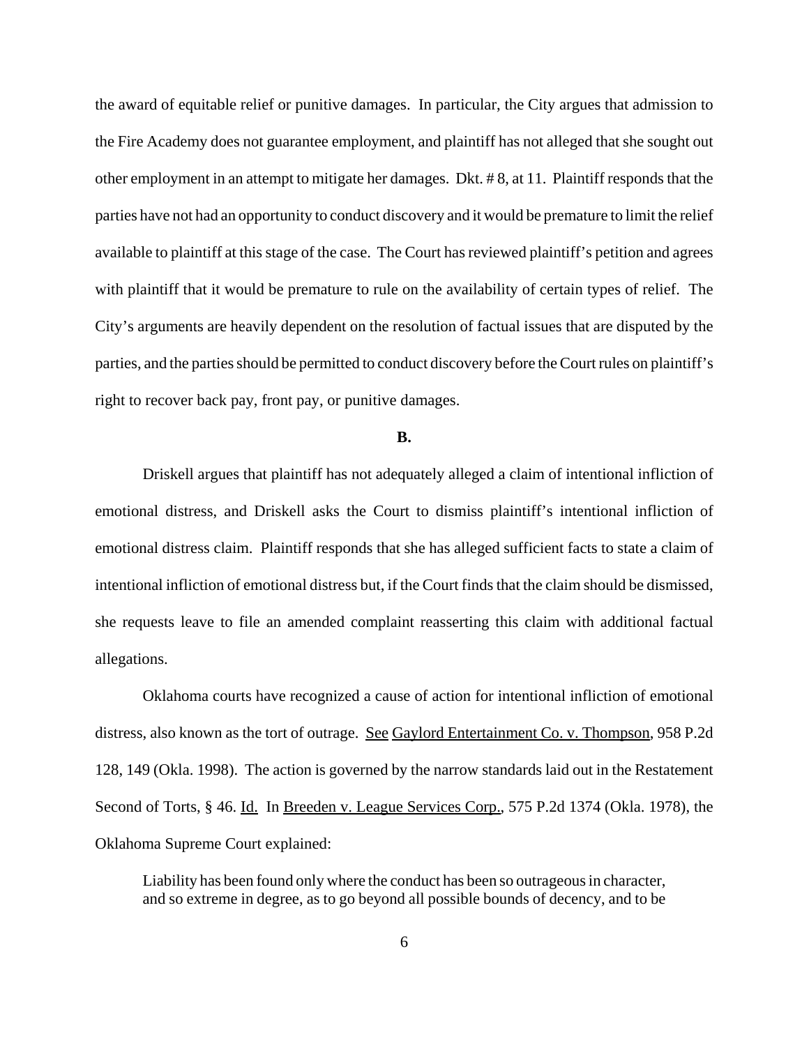the award of equitable relief or punitive damages. In particular, the City argues that admission to the Fire Academy does not guarantee employment, and plaintiff has not alleged that she sought out other employment in an attempt to mitigate her damages. Dkt. # 8, at 11. Plaintiff responds that the parties have not had an opportunity to conduct discovery and it would be premature to limit the relief available to plaintiff at this stage of the case. The Court has reviewed plaintiff's petition and agrees with plaintiff that it would be premature to rule on the availability of certain types of relief. The City's arguments are heavily dependent on the resolution of factual issues that are disputed by the parties, and the parties should be permitted to conduct discovery before the Court rules on plaintiff's right to recover back pay, front pay, or punitive damages.

**B.**

Driskell argues that plaintiff has not adequately alleged a claim of intentional infliction of emotional distress, and Driskell asks the Court to dismiss plaintiff's intentional infliction of emotional distress claim. Plaintiff responds that she has alleged sufficient facts to state a claim of intentional infliction of emotional distress but, if the Court finds that the claim should be dismissed, she requests leave to file an amended complaint reasserting this claim with additional factual allegations.

Oklahoma courts have recognized a cause of action for intentional infliction of emotional distress, also known as the tort of outrage. See Gaylord Entertainment Co. v. Thompson, 958 P.2d 128, 149 (Okla. 1998). The action is governed by the narrow standards laid out in the Restatement Second of Torts, § 46. Id. In Breeden v. League Services Corp., 575 P.2d 1374 (Okla. 1978), the Oklahoma Supreme Court explained:

> Liability has been found only where the conduct has been so outrageous in character, and so extreme in degree, as to go beyond all possible bounds of decency, and to be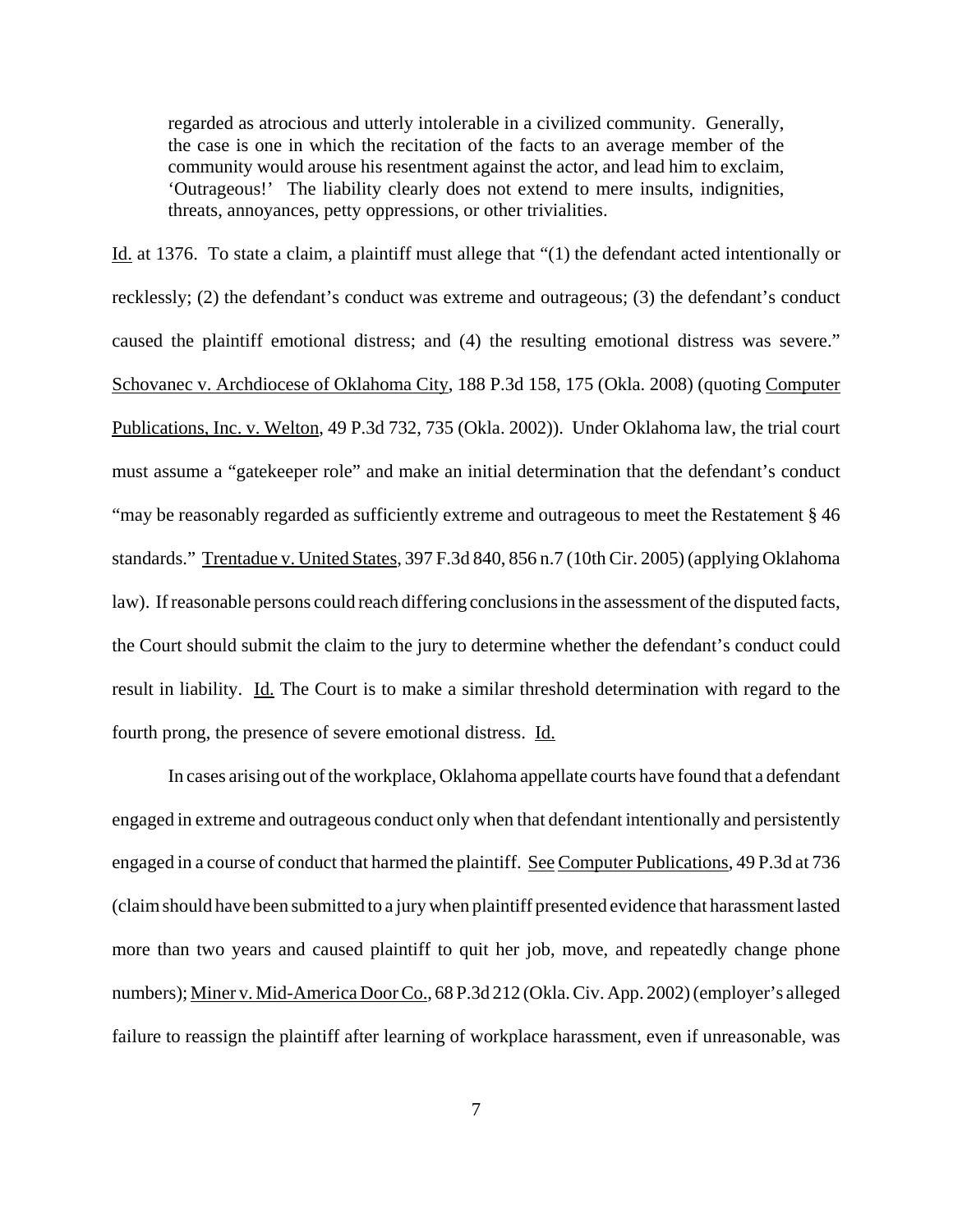> regarded as atrocious and utterly intolerable in a civilized community. Generally, the case is one in which the recitation of the facts to an average member of the community would arouse his resentment against the actor, and lead him to exclaim, 'Outrageous!' The liability clearly does not extend to mere insults, indignities, threats, annoyances, petty oppressions, or other trivialities.

Id. at 1376. To state a claim, a plaintiff must allege that "(1) the defendant acted intentionally or recklessly; (2) the defendant's conduct was extreme and outrageous; (3) the defendant's conduct caused the plaintiff emotional distress; and (4) the resulting emotional distress was severe." Schovanec v. Archdiocese of Oklahoma City, 188 P.3d 158, 175 (Okla. 2008) (quoting Computer Publications, Inc. v. Welton, 49 P.3d 732, 735 (Okla. 2002)). Under Oklahoma law, the trial court must assume a "gatekeeper role" and make an initial determination that the defendant's conduct "may be reasonably regarded as sufficiently extreme and outrageous to meet the Restatement § 46 standards." Trentadue v. United States, 397 F.3d 840, 856 n.7 (10th Cir. 2005) (applying Oklahoma law). If reasonable persons could reach differing conclusions in the assessment of the disputed facts, the Court should submit the claim to the jury to determine whether the defendant's conduct could result in liability. Id. The Court is to make a similar threshold determination with regard to the fourth prong, the presence of severe emotional distress. Id.

In cases arising out of the workplace, Oklahoma appellate courts have found that a defendant engaged in extreme and outrageous conduct only when that defendant intentionally and persistently engaged in a course of conduct that harmed the plaintiff. See Computer Publications, 49 P.3d at 736 (claim should have been submitted to a jury when plaintiff presented evidence that harassment lasted more than two years and caused plaintiff to quit her job, move, and repeatedly change phone numbers); Miner v. Mid-America Door Co., 68 P.3d 212 (Okla. Civ. App. 2002) (employer's alleged failure to reassign the plaintiff after learning of workplace harassment, even if unreasonable, was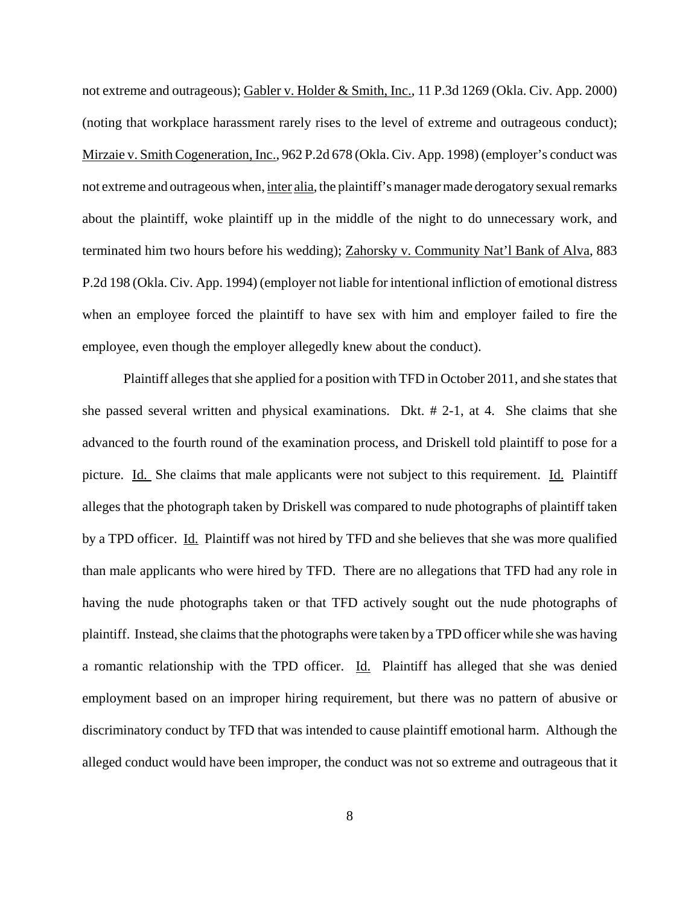not extreme and outrageous); Gabler v. Holder & Smith, Inc., 11 P.3d 1269 (Okla. Civ. App. 2000) (noting that workplace harassment rarely rises to the level of extreme and outrageous conduct); Mirzaie v. Smith Cogeneration, Inc., 962 P.2d 678 (Okla. Civ. App. 1998) (employer's conduct was not extreme and outrageous when, inter alia, the plaintiff's manager made derogatory sexual remarks about the plaintiff, woke plaintiff up in the middle of the night to do unnecessary work, and terminated him two hours before his wedding); Zahorsky v. Community Nat'l Bank of Alva, 883 P.2d 198 (Okla. Civ. App. 1994) (employer not liable for intentional infliction of emotional distress when an employee forced the plaintiff to have sex with him and employer failed to fire the employee, even though the employer allegedly knew about the conduct).

Plaintiff alleges that she applied for a position with TFD in October 2011, and she states that she passed several written and physical examinations. Dkt. # 2-1, at 4. She claims that she advanced to the fourth round of the examination process, and Driskell told plaintiff to pose for a picture. Id. She claims that male applicants were not subject to this requirement. Id. Plaintiff alleges that the photograph taken by Driskell was compared to nude photographs of plaintiff taken by a TPD officer. Id. Plaintiff was not hired by TFD and she believes that she was more qualified than male applicants who were hired by TFD. There are no allegations that TFD had any role in having the nude photographs taken or that TFD actively sought out the nude photographs of plaintiff. Instead, she claims that the photographs were taken by a TPD officer while she was having a romantic relationship with the TPD officer. Id. Plaintiff has alleged that she was denied employment based on an improper hiring requirement, but there was no pattern of abusive or discriminatory conduct by TFD that was intended to cause plaintiff emotional harm. Although the alleged conduct would have been improper, the conduct was not so extreme and outrageous that it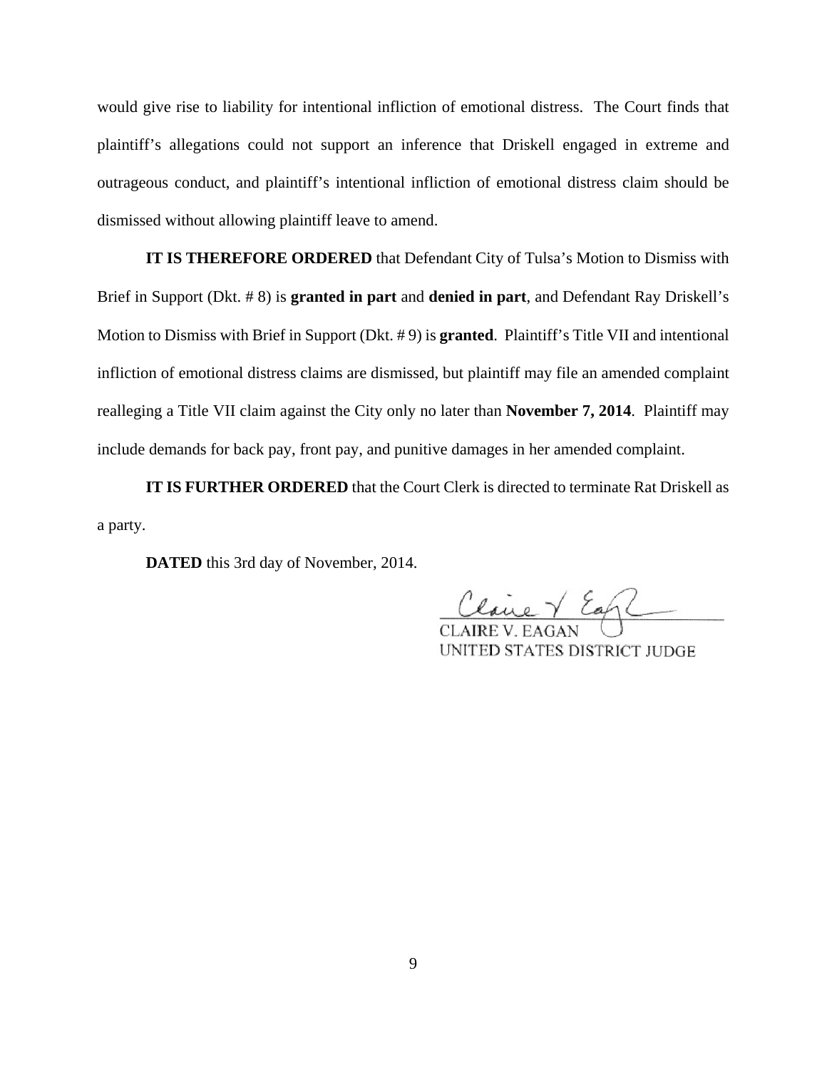would give rise to liability for intentional infliction of emotional distress. The Court finds that plaintiff's allegations could not support an inference that Driskell engaged in extreme and outrageous conduct, and plaintiff's intentional infliction of emotional distress claim should be dismissed without allowing plaintiff leave to amend.

**IT IS THEREFORE ORDERED** that Defendant City of Tulsa's Motion to Dismiss with Brief in Support (Dkt. # 8) is **granted in part** and **denied in part**, and Defendant Ray Driskell's Motion to Dismiss with Brief in Support (Dkt. # 9) is **granted**. Plaintiff's Title VII and intentional infliction of emotional distress claims are dismissed, but plaintiff may file an amended complaint realleging a Title VII claim against the City only no later than **November 7, 2014**. Plaintiff may include demands for back pay, front pay, and punitive damages in her amended complaint.

**IT IS FURTHER ORDERED** that the Court Clerk is directed to terminate Rat Driskell as a party.

**DATED** this 3rd day of November, 2014.

CLAIRE V. EAGAN
UNITED STATES DISTRICT JUDGE